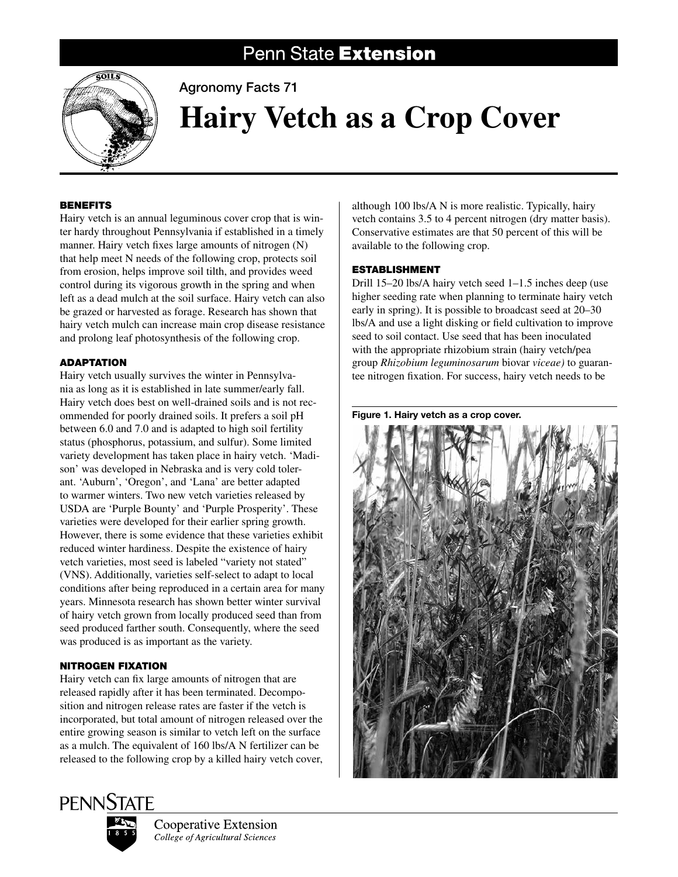Penn State **Extension**

Agronomy Facts 71

# Hairy Vetch as a Crop Cover

## BENEFITS

Hairy vetch is an annual leguminous cover crop that is winter hardy throughout Pennsylvania if established in a timely manner. Hairy vetch fixes large amounts of nitrogen (N) that help meet N needs of the following crop, protects soil from erosion, helps improve soil tilth, and provides weed control during its vigorous growth in the spring and when left as a dead mulch at the soil surface. Hairy vetch can also be grazed or harvested as forage. Research has shown that hairy vetch mulch can increase main crop disease resistance and prolong leaf photosynthesis of the following crop.

## ADAPTATION

Hairy vetch usually survives the winter in Pennsylvania as long as it is established in late summer/early fall. Hairy vetch does best on well-drained soils and is not recommended for poorly drained soils. It prefers a soil pH between 6.0 and 7.0 and is adapted to high soil fertility status (phosphorus, potassium, and sulfur). Some limited variety development has taken place in hairy vetch. 'Madison' was developed in Nebraska and is very cold tolerant. 'Auburn', 'Oregon', and 'Lana' are better adapted to warmer winters. Two new vetch varieties released by USDA are 'Purple Bounty' and 'Purple Prosperity'. These varieties were developed for their earlier spring growth. However, there is some evidence that these varieties exhibit reduced winter hardiness. Despite the existence of hairy vetch varieties, most seed is labeled "variety not stated" (VNS). Additionally, varieties self-select to adapt to local conditions after being reproduced in a certain area for many years. Minnesota research has shown better winter survival of hairy vetch grown from locally produced seed than from seed produced farther south. Consequently, where the seed was produced is as important as the variety.

## NITROGEN FIXATION

Hairy vetch can fix large amounts of nitrogen that are released rapidly after it has been terminated. Decomposition and nitrogen release rates are faster if the vetch is incorporated, but total amount of nitrogen released over the entire growing season is similar to vetch left on the surface as a mulch. The equivalent of 160 lbs/A N fertilizer can be released to the following crop by a killed hairy vetch cover, although 100 lbs/A N is more realistic. Typically, hairy vetch contains 3.5 to 4 percent nitrogen (dry matter basis). Conservative estimates are that 50 percent of this will be available to the following crop.

## ESTABLISHMENT

Drill 15–20 lbs/A hairy vetch seed 1–1.5 inches deep (use higher seeding rate when planning to terminate hairy vetch early in spring). It is possible to broadcast seed at 20–30 lbs/A and use a light disking or field cultivation to improve seed to soil contact. Use seed that has been inoculated with the appropriate rhizobium strain (hairy vetch/pea group *Rhizobium leguminosarum* biovar *viceae)* to guarantee nitrogen fixation. For success, hairy vetch needs to be

**Figure 1. Hairy vetch as a crop cover.**

PENNSTATE

Cooperative Extension
*College of Agricultural Sciences*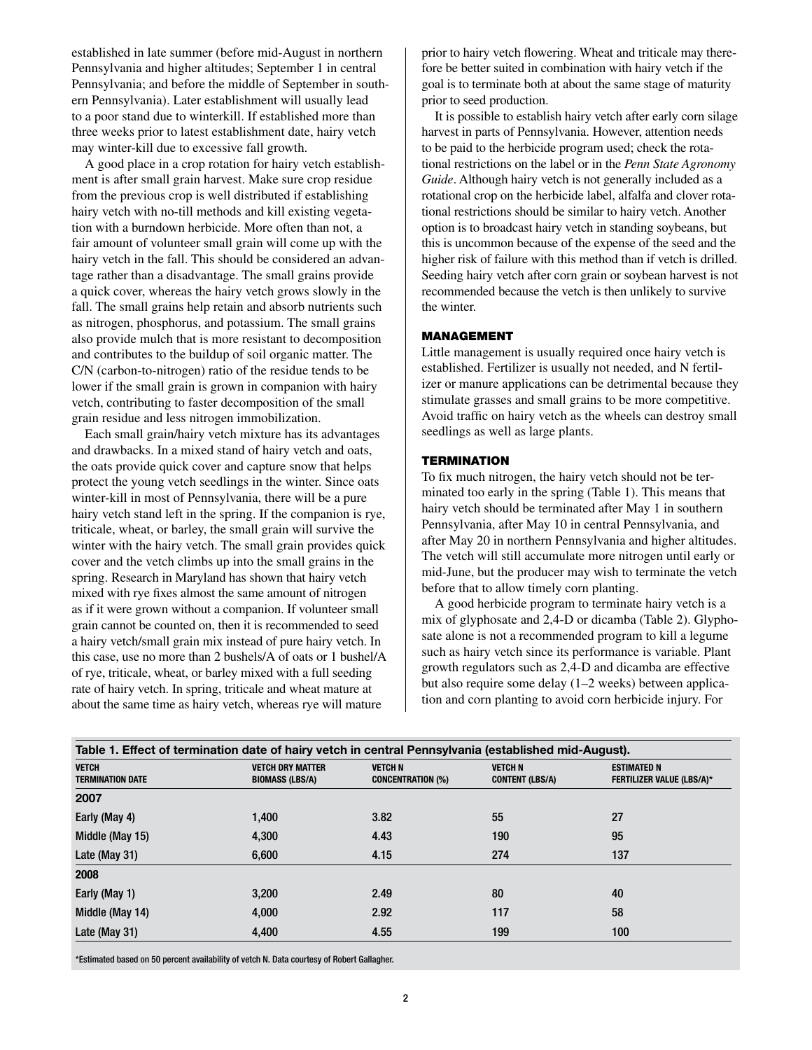established in late summer (before mid-August in northern Pennsylvania and higher altitudes; September 1 in central Pennsylvania; and before the middle of September in southern Pennsylvania). Later establishment will usually lead to a poor stand due to winterkill. If established more than three weeks prior to latest establishment date, hairy vetch may winter-kill due to excessive fall growth.

A good place in a crop rotation for hairy vetch establishment is after small grain harvest. Make sure crop residue from the previous crop is well distributed if establishing hairy vetch with no-till methods and kill existing vegetation with a burndown herbicide. More often than not, a fair amount of volunteer small grain will come up with the hairy vetch in the fall. This should be considered an advantage rather than a disadvantage. The small grains provide a quick cover, whereas the hairy vetch grows slowly in the fall. The small grains help retain and absorb nutrients such as nitrogen, phosphorus, and potassium. The small grains also provide mulch that is more resistant to decomposition and contributes to the buildup of soil organic matter. The C/N (carbon-to-nitrogen) ratio of the residue tends to be lower if the small grain is grown in companion with hairy vetch, contributing to faster decomposition of the small grain residue and less nitrogen immobilization.

Each small grain/hairy vetch mixture has its advantages and drawbacks. In a mixed stand of hairy vetch and oats, the oats provide quick cover and capture snow that helps protect the young vetch seedlings in the winter. Since oats winter-kill in most of Pennsylvania, there will be a pure hairy vetch stand left in the spring. If the companion is rye, triticale, wheat, or barley, the small grain will survive the winter with the hairy vetch. The small grain provides quick cover and the vetch climbs up into the small grains in the spring. Research in Maryland has shown that hairy vetch mixed with rye fixes almost the same amount of nitrogen as if it were grown without a companion. If volunteer small grain cannot be counted on, then it is recommended to seed a hairy vetch/small grain mix instead of pure hairy vetch. In this case, use no more than 2 bushels/A of oats or 1 bushel/A of rye, triticale, wheat, or barley mixed with a full seeding rate of hairy vetch. In spring, triticale and wheat mature at about the same time as hairy vetch, whereas rye will mature prior to hairy vetch flowering. Wheat and triticale may therefore be better suited in combination with hairy vetch if the goal is to terminate both at about the same stage of maturity prior to seed production.

It is possible to establish hairy vetch after early corn silage harvest in parts of Pennsylvania. However, attention needs to be paid to the herbicide program used; check the rotational restrictions on the label or in the *Penn State Agronomy Guide*. Although hairy vetch is not generally included as a rotational crop on the herbicide label, alfalfa and clover rotational restrictions should be similar to hairy vetch. Another option is to broadcast hairy vetch in standing soybeans, but this is uncommon because of the expense of the seed and the higher risk of failure with this method than if vetch is drilled. Seeding hairy vetch after corn grain or soybean harvest is not recommended because the vetch is then unlikely to survive the winter.

## MANAGEMENT

Little management is usually required once hairy vetch is established. Fertilizer is usually not needed, and N fertilizer or manure applications can be detrimental because they stimulate grasses and small grains to be more competitive. Avoid traffic on hairy vetch as the wheels can destroy small seedlings as well as large plants.

## TERMINATION

To fix much nitrogen, the hairy vetch should not be terminated too early in the spring (Table 1). This means that hairy vetch should be terminated after May 1 in southern Pennsylvania, after May 10 in central Pennsylvania, and after May 20 in northern Pennsylvania and higher altitudes. The vetch will still accumulate more nitrogen until early or mid-June, but the producer may wish to terminate the vetch before that to allow timely corn planting.

A good herbicide program to terminate hairy vetch is a mix of glyphosate and 2,4-D or dicamba (Table 2). Glyphosate alone is not a recommended program to kill a legume such as hairy vetch since its performance is variable. Plant growth regulators such as 2,4-D and dicamba are effective but also require some delay (1–2 weeks) between application and corn planting to avoid corn herbicide injury. For

**Table 1. Effect of termination date of hairy vetch in central Pennsylvania (established mid-August).**

| VETCH TERMINATION DATE | VETCH DRY MATTER BIOMASS (LBS/A) | VETCH N CONCENTRATION (%) | VETCH N CONTENT (LBS/A) | ESTIMATED N FERTILIZER VALUE (LBS/A)* |
|---|---|---|---|---|
| **2007** | | | | |
| Early (May 4) | 1,400 | 3.82 | 55 | 27 |
| Middle (May 15) | 4,300 | 4.43 | 190 | 95 |
| Late (May 31) | 6,600 | 4.15 | 274 | 137 |
| **2008** | | | | |
| Early (May 1) | 3,200 | 2.49 | 80 | 40 |
| Middle (May 14) | 4,000 | 2.92 | 117 | 58 |
| Late (May 31) | 4,400 | 4.55 | 199 | 100 |

*Estimated based on 50 percent availability of vetch N. Data courtesy of Robert Gallagher.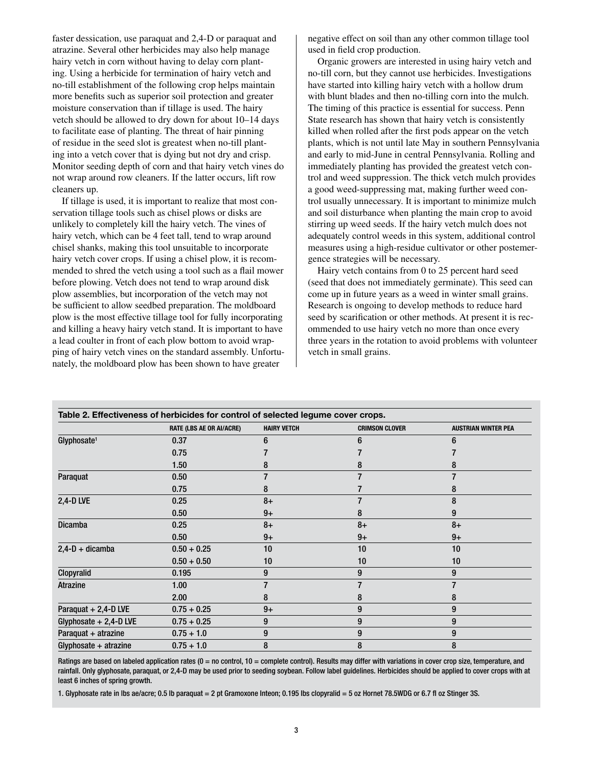faster dessication, use paraquat and 2,4-D or paraquat and atrazine. Several other herbicides may also help manage hairy vetch in corn without having to delay corn planting. Using a herbicide for termination of hairy vetch and no-till establishment of the following crop helps maintain more benefits such as superior soil protection and greater moisture conservation than if tillage is used. The hairy vetch should be allowed to dry down for about 10–14 days to facilitate ease of planting. The threat of hair pinning of residue in the seed slot is greatest when no-till planting into a vetch cover that is dying but not dry and crisp. Monitor seeding depth of corn and that hairy vetch vines do not wrap around row cleaners. If the latter occurs, lift row cleaners up.

If tillage is used, it is important to realize that most conservation tillage tools such as chisel plows or disks are unlikely to completely kill the hairy vetch. The vines of hairy vetch, which can be 4 feet tall, tend to wrap around chisel shanks, making this tool unsuitable to incorporate hairy vetch cover crops. If using a chisel plow, it is recommended to shred the vetch using a tool such as a flail mower before plowing. Vetch does not tend to wrap around disk plow assemblies, but incorporation of the vetch may not be sufficient to allow seedbed preparation. The moldboard plow is the most effective tillage tool for fully incorporating and killing a heavy hairy vetch stand. It is important to have a lead coulter in front of each plow bottom to avoid wrapping of hairy vetch vines on the standard assembly. Unfortunately, the moldboard plow has been shown to have greater negative effect on soil than any other common tillage tool used in field crop production.

Organic growers are interested in using hairy vetch and no-till corn, but they cannot use herbicides. Investigations have started into killing hairy vetch with a hollow drum with blunt blades and then no-tilling corn into the mulch. The timing of this practice is essential for success. Penn State research has shown that hairy vetch is consistently killed when rolled after the first pods appear on the vetch plants, which is not until late May in southern Pennsylvania and early to mid-June in central Pennsylvania. Rolling and immediately planting has provided the greatest vetch control and weed suppression. The thick vetch mulch provides a good weed-suppressing mat, making further weed control usually unnecessary. It is important to minimize mulch and soil disturbance when planting the main crop to avoid stirring up weed seeds. If the hairy vetch mulch does not adequately control weeds in this system, additional control measures using a high-residue cultivator or other postemergence strategies will be necessary.

Hairy vetch contains from 0 to 25 percent hard seed (seed that does not immediately germinate). This seed can come up in future years as a weed in winter small grains. Research is ongoing to develop methods to reduce hard seed by scarification or other methods. At present it is recommended to use hairy vetch no more than once every three years in the rotation to avoid problems with volunteer vetch in small grains.

**Table 2. Effectiveness of herbicides for control of selected legume cover crops.**

| | RATE (LBS AE OR AI/ACRE) | HAIRY VETCH | CRIMSON CLOVER | AUSTRIAN WINTER PEA |
|---|---|---|---|---|
| Glyphosate[1] | 0.37 | 6 | 6 | 6 |
| | 0.75 | 7 | 7 | 7 |
| | 1.50 | 8 | 8 | 8 |
| Paraquat | 0.50 | 7 | 7 | 7 |
| | 0.75 | 8 | 7 | 8 |
| 2,4-D LVE | 0.25 | 8+ | 7 | 8 |
| | 0.50 | 9+ | 8 | 9 |
| Dicamba | 0.25 | 8+ | 8+ | 8+ |
| | 0.50 | 9+ | 9+ | 9+ |
| 2,4-D + dicamba | 0.50 + 0.25 | 10 | 10 | 10 |
| | 0.50 + 0.50 | 10 | 10 | 10 |
| Clopyralid | 0.195 | 9 | 9 | 9 |
| Atrazine | 1.00 | 7 | 7 | 7 |
| | 2.00 | 8 | 8 | 8 |
| Paraquat + 2,4-D LVE | 0.75 + 0.25 | 9+ | 9 | 9 |
| Glyphosate + 2,4-D LVE | 0.75 + 0.25 | 9 | 9 | 9 |
| Paraquat + atrazine | 0.75 + 1.0 | 9 | 9 | 9 |
| Glyphosate + atrazine | 0.75 + 1.0 | 8 | 8 | 8 |

Ratings are based on labeled application rates (0 = no control, 10 = complete control). Results may differ with variations in cover crop size, temperature, and rainfall. Only glyphosate, paraquat, or 2,4-D may be used prior to seeding soybean. Follow label guidelines. Herbicides should be applied to cover crops with at least 6 inches of spring growth.

1. Glyphosate rate in lbs ae/acre; 0.5 lb paraquat = 2 pt Gramoxone Inteon; 0.195 lbs clopyralid = 5 oz Hornet 78.5WDG or 6.7 fl oz Stinger 3S.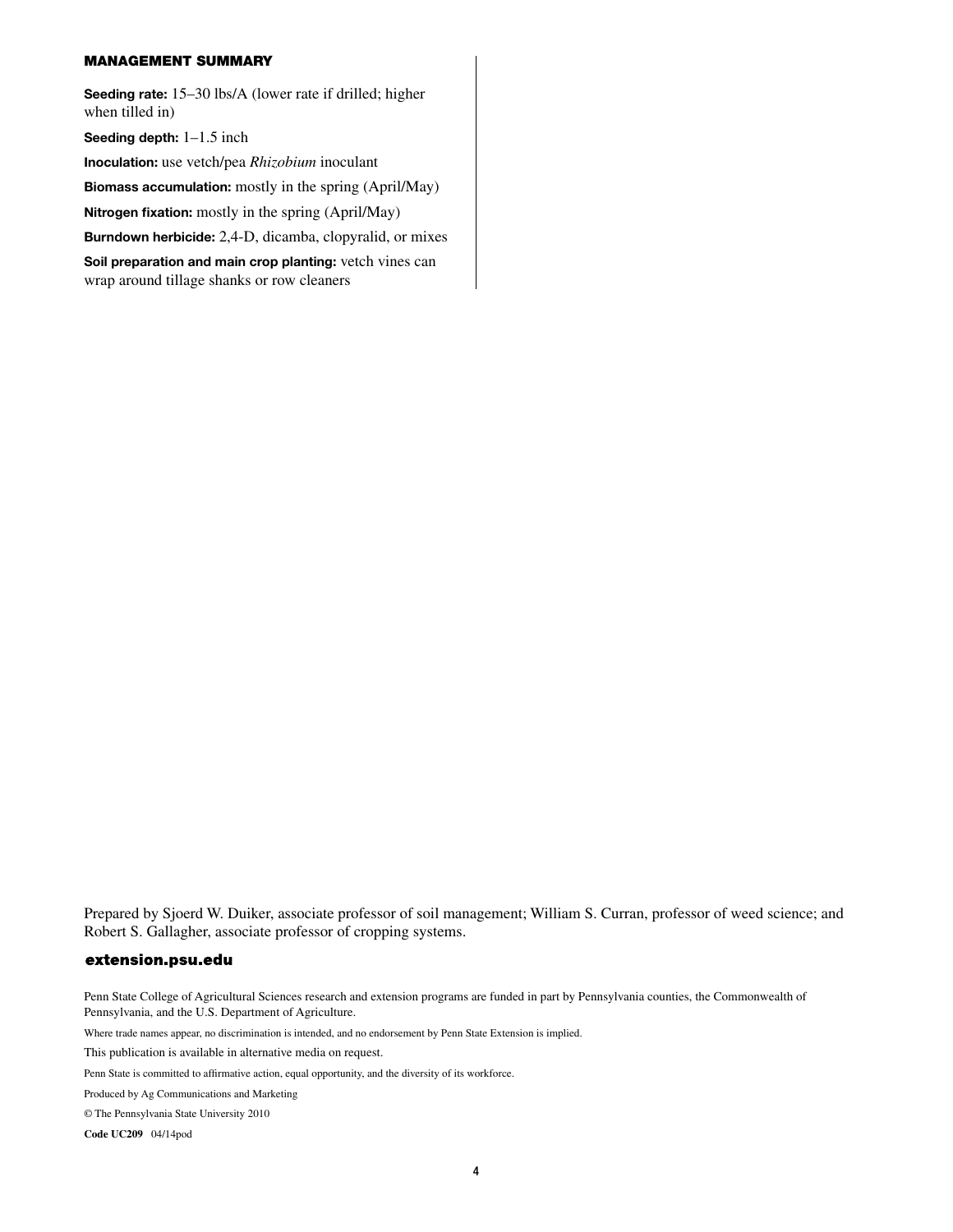#### MANAGEMENT SUMMARY

**Seeding rate:** 15–30 lbs/A (lower rate if drilled; higher when tilled in)

**Seeding depth:** 1–1.5 inch

**Inoculation:** use vetch/pea *Rhizobium* inoculant

**Biomass accumulation:** mostly in the spring (April/May)

**Nitrogen fixation:** mostly in the spring (April/May)

**Burndown herbicide:** 2,4-D, dicamba, clopyralid, or mixes

**Soil preparation and main crop planting:** vetch vines can wrap around tillage shanks or row cleaners

Prepared by Sjoerd W. Duiker, associate professor of soil management; William S. Curran, professor of weed science; and Robert S. Gallagher, associate professor of cropping systems.

**extension.psu.edu**

Penn State College of Agricultural Sciences research and extension programs are funded in part by Pennsylvania counties, the Commonwealth of Pennsylvania, and the U.S. Department of Agriculture.

Where trade names appear, no discrimination is intended, and no endorsement by Penn State Extension is implied.

This publication is available in alternative media on request.

Penn State is committed to affirmative action, equal opportunity, and the diversity of its workforce.

Produced by Ag Communications and Marketing

© The Pennsylvania State University 2010

**Code UC209** 04/14pod